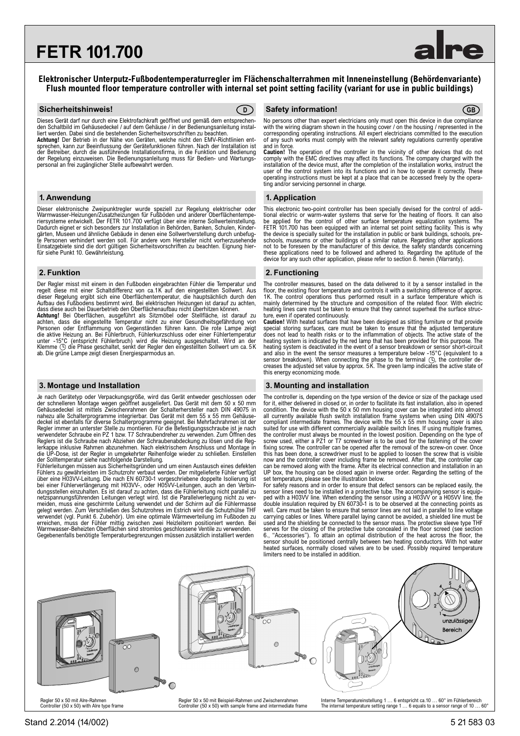# FETR 101.700

alre

**Elektronischer Unterputz-Fußbodentemperaturregler im Flächenschalterrahmen mit Inneneinstellung (Behördenvariante)**
**Flush mounted floor temperature controller with internal set point setting facility (variant for use in public buildings)**

## Sicherheitshinweis! (D)

Dieses Gerät darf nur durch eine Elektrofachkraft geöffnet und gemäß dem entsprechenden Schaltbild im Gehäusedeckel / auf dem Gehäuse / in der Bedienungsanleitung installiert werden. Dabei sind die bestehenden Sicherheitsvorschriften zu beachten.
**Achtung!** Der Betrieb in der Nähe von Geräten, welche nicht den EMV-Richtlinien entsprechen, kann zur Beeinflussung der Gerätefunktionen führen. Nach der Installation ist der Betreiber, durch die ausführende Installationsfirma, in die Funktion und Bedienung der Regelung einzuweisen. Die Bedienungsanleitung muss für Bedien- und Wartungspersonal an frei zugänglicher Stelle aufbewahrt werden.

## 1. Anwendung

Dieser elektronische Zweipunktregler wurde speziell zur Regelung elektrischer oder Warmwasser-Heizungen/Zusatzheizungen für Fußböden und anderer Oberflächentemperiersysteme entwickelt. Der FETR 101.700 verfügt über eine interne Sollwerteinstellung. Dadurch eignet er sich besonders zur Installation in Behörden, Banken, Schulen, Kindergärten, Museen und ähnliche Gebäude in denen eine Sollwertverstellung durch unbefugte Personen verhindert werden soll. Für andere vom Hersteller nicht vorherzusehende Einsatzgebiete sind die dort gültigen Sicherheitsvorschriften zu beachten. Eignung hierfür siehe Punkt 10. Gewährleistung.

## 2. Funktion

Der Regler misst mit einem in den Fußboden eingebrachten Fühler die Temperatur und regelt diese mit einer Schaltdifferenz von ca.1K auf den eingestellten Sollwert. Aus dieser Regelung ergibt sich eine Oberflächentemperatur, die hauptsächlich durch den Aufbau des Fußbodens bestimmt wird. Bei elektrischen Heizungen ist darauf zu achten, dass diese auch bei Dauerbetrieb den Oberflächenaufbau nicht überhitzen können.
**Achtung!** Bei Oberflächen, ausgeführt als Sitzmöbel oder Stellfläche, ist darauf zu achten, dass die eingestellte Temperatur nicht zu einer Gesundheitsgefährdung von Personen oder Entflammung von Gegenständen führen kann. Die rote Lampe zeigt die aktive Heizung an. Bei Fühlerbruch, Fühlerkurzschluss oder einer Fühlertemperatur unter -15°C (entspricht Fühlerbruch) wird die Heizung ausgeschaltet. Wird an der Klemme ◷ die Phase geschaltet, senkt der Regler den eingestellten Sollwert um ca. 5K ab. Die grüne Lampe zeigt diesen Energiesparmodus an.

## 3. Montage und Installation

Je nach Gerätetyp oder Verpackungsgröße, wird das Gerät entweder geschlossen oder der schnelleren Montage wegen geöffnet ausgeliefert. Das Gerät mit dem 50 x 50 mm Gehäusedeckel ist mittels Zwischenrahmen der Schalterhersteller nach DIN 49075 in nahezu alle Schalterprogramme integrierbar. Das Gerät mit dem 55 x 55 mm Gehäusedeckel ist ebenfalls für diverse Schalterprogramme geeignet. Bei Mehrfachrahmen ist der Regler immer an unterster Stelle zu montieren. Für die Befestigungsschraube ist je nach verwendeter Schraube ein PZ 1 bzw. T7 Schraubendreher zu verwenden. Zum Öffnen des Reglers ist die Schraube nach Abziehen der Schraubenabdeckung zu lösen und die Reglerkappe inklusive Rahmen abzunehmen. Nach elektrischem Anschluss und Montage in die UP-Dose, ist der Regler in umgekehrter Reihenfolge wieder zu schließen. Einstellen der Solltemperatur siehe nachfolgende Darstellung.
Fühlerleitungen müssen aus Sicherheitsgründen und um einen Austausch eines defekten Fühlers zu gewährleisten im Schutzrohr verbaut werden. Der mitgelieferte Fühler verfügt über eine H03VV-Leitung. Die nach EN 60730-1 vorgeschriebene doppelte Isolierung ist bei einer Fühlerverlängerung mit H03VV-, oder H05VV-Leitungen, auch an den Verbindungsstellen einzuhalten. Es ist darauf zu achten, dass die Fühlerleitung nicht parallel zu netzspannungsführenden Leitungen verlegt wird. Ist die Parallelverlegung nicht zu vermeiden, muss eine geschirmte Leitung verwendet und der Schirm auf die Fühlermasse gelegt werden. Zum Verschließen des Schutzrohres im Estrich wird die Schutzhülse THF verwendet (vgl. Punkt 6. Zubehör). Um eine optimale Wärmeverteilung im Fußboden zu erreichen, muss der Fühler mittig zwischen zwei Heizleitern positioniert werden. Bei Warmwasser-Beheizten Oberflächen sind stromlos geschlossene Ventile zu verwenden. Gegebenenfalls benötigte Temperaturbegrenzungen müssen zusätzlich installiert werden

## Safety information! (GB)

No persons other than expert electricians only must open this device in due compliance with the wiring diagram shown in the housing cover / on the housing / represented in the corresponding operating instructions. All expert electricians committed to the execution of any such works must comply with the relevant safety regulations currently operative and in force.
**Caution!** The operation of the controller in the vicinity of other devices that do not comply with the EMC directives may affect its functions. The company charged with the installation of the device must, after the completion of the installation works, instruct the user of the control system into its functions and in how to operate it correctly. These operating instructions must be kept at a place that can be accessed freely by the operating and/or servicing personnel in charge.

## 1. Application

This electronic two-point controller has been specially devised for the control of additional electric or warm-water systems that serve for the heating of floors. It can also be applied for the control of other surface temperature equalization systems. The FETR 101.700 has been equipped with an internal set point setting facility. This is why the device is specially suited for the installation in public or bank buildings, schools, preschools, museums or other buildings of a similar nature. Regarding other applications not to be foreseen by the manufacturer of this device, the safety standards concerning these applications need to be followed and adhered to. Regarding the aptitude of the device for any such other application, please refer to section 8. herein (Warranty).

## 2. Functioning

The controller measures, based on the data delivered to it by a sensor installed in the floor, the existing floor temperature and controls it with a switching difference of approx. 1K. The control operations thus performed result in a surface temperature which is mainly determined by the structure and composition of the related floor. With electric heating lines care must be taken to ensure that they cannot superheat the surface structure, even if operated continuously.
**Caution!** With heated surfaces that have been designed as sitting furniture or that provide special storing surfaces, care must be taken to ensure that the adjusted temperature does not lead to health risks or to the inflammation of objects. The active state of the heating system is indicated by the red lamp that has been provided for this purpose. The heating system is deactivated in the event of a sensor breakdown or sensor short-circuit and also in the event the sensor measures a temperature below -15°C (equivalent to a sensor breakdown). When connecting the phase to the terminal ◷, the controller decreases the adjusted set value by approx. 5K. The green lamp indicates the active state of this energy economizing mode.

## 3. Mounting and installation

The controller is, depending on the type version of the device or size of the package used for it, either delivered in closed or, in order to facilitate its fast installation, also in opened condition. The device with the 50 x 50 mm housing cover can be integrated into almost all currently available flush switch installation frame systems when using DIN 49075 compliant intermediate frames. The device with the 55 x 55 mm housing cover is also suited for use with different commercially available switch lines. If using multiple frames, the controller must always be mounted in the lowest position. Depending on the type of screw used, either a PZ1 or T7 screwdriver is to be used for the fastening of the cover fixing screw. The controller can be opened after the removal of the screw-on cover. Once this has been done, a screwdriver must to be applied to loosen the screw that is visible now and the controller cover including fixing frame be removed. After that, the controller cap can be removed along with the frame. After its electrical connection and installation in an UP box, the housing can be closed again in inverse order. Regarding the setting of the set temperature, please see the illustration below.
For safety reasons and in order to ensure that defect sensors can be replaced easily, the sensor lines need to be installed in a protective tube. The accompanying sensor is equipped with a H03VV line. When extending the sensor using a H03VV or a H05VV line, the double insulation required by EN 60730-1 is to be observed at the connecting points as well. Care must be taken to ensure that sensor lines are not laid in parallel to line voltage carrying cables or lines. Where parallel laying cannot be avoided, a shielded line must be used and the shielding be connected to the sensor mass. The protective sleeve type THF serves for the closing of the protective tube concealed in the floor screed (see section 6., "Accessories"). To attain an optimal distribution of the heat across the floor, the sensor should be positioned centrally between two heating conductors. With hot water heated surfaces, normally closed valves are to be used. Possibly required temperature limiters need to be installed in addition.

Regler 50 x 50 mit Alre-Rahmen
Controller (50 x 50) with Alre type frame

Regler 50 x 50 mit Beispiel-Rahmen und Zwischenrahmen
Controller (50 x 50) with sample frame and intermediate frame

Interne Temperatureinstellung 1 … 6 entspricht ca.10 … 60° im Fühlerbereich
The internal temperature setting range 1 … 6 equals to a sensor range of 10 … 60°

Stand 2.2014 (14/002) 5 21 583 03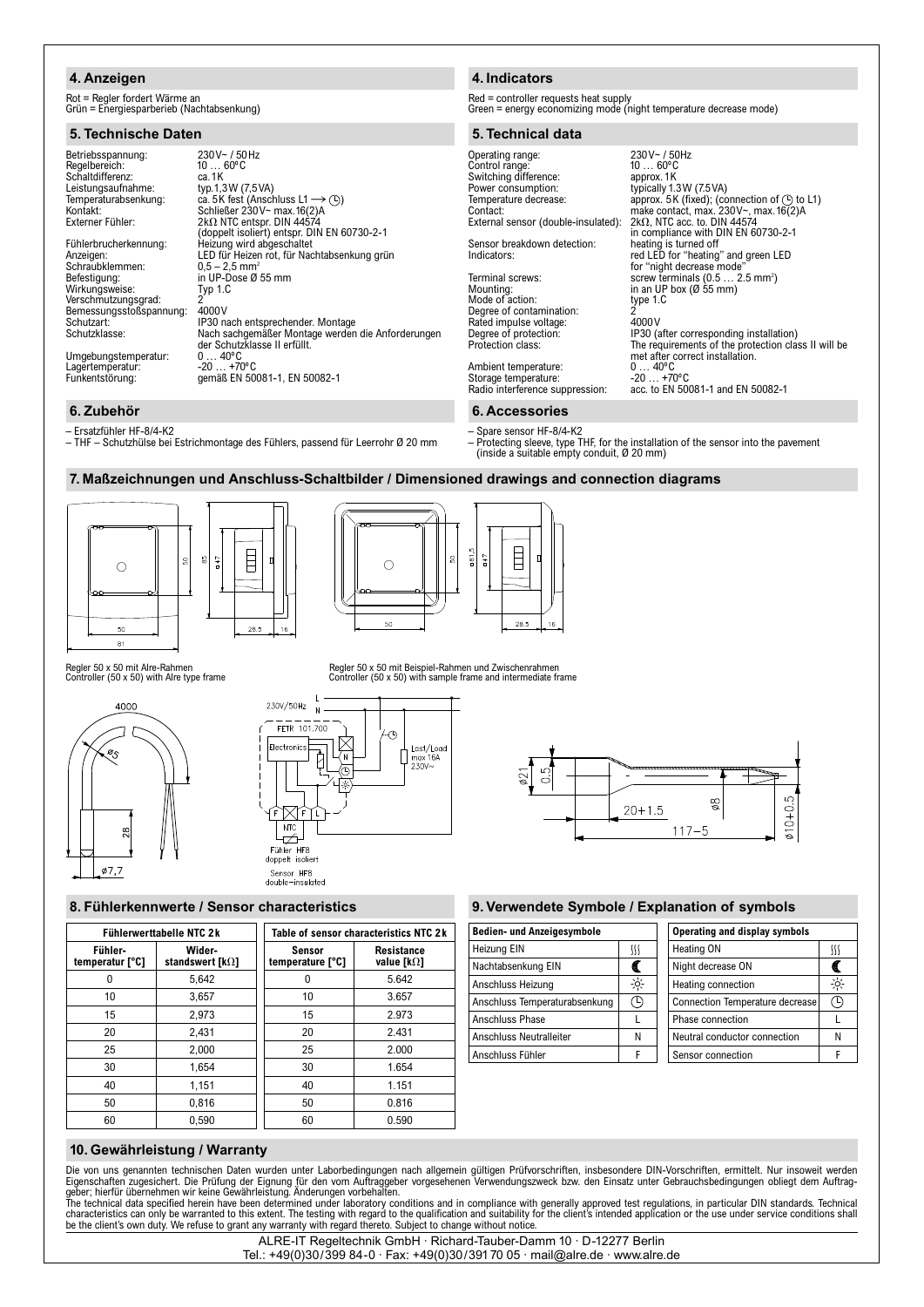## 4. Anzeigen

Rot = Regler fordert Wärme an
Grün = Energiesparbetrieb (Nachtabsenkung)

## 5. Technische Daten

| | |
|---|---|
| Betriebsspannung: | 230V~ / 50Hz |
| Regelbereich: | 10 … 60°C |
| Schaltdifferenz: | ca. 1K |
| Leistungsaufnahme: | typ. 1,3W (7,5VA) |
| Temperaturabsenkung: | ca. 5K fest (Anschluss L1 ⟶ ◷) |
| Kontakt: | Schließer 230V~ max. 16(2)A |
| Externer Fühler: | 2kΩ NTC entspr. DIN 44574 (doppelt isoliert) entspr. DIN EN 60730-2-1 |
| Fühlerbrucherkennung: | Heizung wird abgeschaltet |
| Anzeigen: | LED für Heizen rot, für Nachtabsenkung grün |
| Schraubklemmen: | 0,5 – 2,5 mm² |
| Befestigung: | in UP-Dose Ø 55 mm |
| Wirkungsweise: | Typ 1.C |
| Verschmutzungsgrad: | 2 |
| Bemessungsstoßspannung: | 4000V |
| Schutzart: | IP30 nach entsprechender. Montage |
| Schutzklasse: | Nach sachgemäßer Montage werden die Anforderungen der Schutzklasse II erfüllt. |
| Umgebungstemperatur: | 0 … 40°C |
| Lagertemperatur: | -20 … +70°C |
| Funkentstörung: | gemäß EN 50081-1, EN 50082-1 |

## 6. Zubehör

– Ersatzfühler HF-8/4-K2
– THF – Schutzhülse bei Estrichmontage des Fühlers, passend für Leerrohr Ø 20 mm

## 4. Indicators

Red = controller requests heat supply
Green = energy economizing mode (night temperature decrease mode)

## 5. Technical data

| | |
|---|---|
| Operating range: | 230V~ / 50Hz |
| Control range: | 10 … 60°C |
| Switching difference: | approx. 1K |
| Power consumption: | typically 1.3W (7.5VA) |
| Temperature decrease: | approx. 5K (fixed); (connection of ◷ to L1) |
| Contact: | make contact, max. 230V~, max. 16(2)A |
| External sensor (double-insulated): | 2kΩ, NTC acc. to. DIN 44574 in compliance with DIN EN 60730-2-1 |
| Sensor breakdown detection: | heating is turned off |
| Indicators: | red LED for "heating" and green LED for "night decrease mode" |
| Terminal screws: | screw terminals (0.5 … 2.5 mm²) |
| Mounting: | in an UP box (Ø 55 mm) |
| Mode of action: | type 1.C |
| Degree of contamination: | 2 |
| Rated impulse voltage: | 4000V |
| Degree of protection: | IP30 (after corresponding installation) |
| Protection class: | The requirements of the protection class II will be met after correct installation. |
| Ambient temperature: | 0 … 40°C |
| Storage temperature: | -20 … +70°C |
| Radio interference suppression: | acc. to EN 50081-1 and EN 50082-1 |

## 6. Accessories

– Spare sensor HF-8/4-K2
– Protecting sleeve, type THF, for the installation of the sensor into the pavement (inside a suitable empty conduit, Ø 20 mm)

## 7. Maßzeichnungen und Anschluss-Schaltbilder / Dimensioned drawings and connection diagrams

50
81
50
85
47
28.5
16

Regler 50 x 50 mit Alre-Rahmen
Controller (50 x 50) with Alre type frame

50
50
81,5
47
28.5
16

Regler 50 x 50 mit Beispiel-Rahmen und Zwischenrahmen
Controller (50 x 50) with sample frame and intermediate frame

4000
ø5
28
ø7,7

230V/50Hz
L
N
FETR 101.700
Electronics
N
L
F F L
NTC
Last/Load
max 16A
230V~
Fühler HF8
doppelt isoliert
Sensor HF8
double-insulated

ø21
0.5
20+1.5
ø8
117−5
ø10+0.5

## 8. Fühlerkennwerte / Sensor characteristics

| Fühlerwerttabelle NTC 2k | |
|---|---|
| Fühler-temperatur [°C] | Wider-standswert [kΩ] |
| 0 | 5,642 |
| 10 | 3,657 |
| 15 | 2,973 |
| 20 | 2,431 |
| 25 | 2,000 |
| 30 | 1,654 |
| 40 | 1,151 |
| 50 | 0,816 |
| 60 | 0,590 |

| Table of sensor characteristics NTC 2k | |
|---|---|
| Sensor temperature [°C] | Resistance value [kΩ] |
| 0 | 5.642 |
| 10 | 3.657 |
| 15 | 2.973 |
| 20 | 2.431 |
| 25 | 2.000 |
| 30 | 1.654 |
| 40 | 1.151 |
| 50 | 0.816 |
| 60 | 0.590 |

## 9. Verwendete Symbole / Explanation of symbols

| Bedien- und Anzeigesymbole | |
|---|---|
| Heizung EIN | ≀≀≀ |
| Nachtabsenkung EIN | ☾ |
| Anschluss Heizung | ☼ |
| Anschluss Temperaturabsenkung | ◷ |
| Anschluss Phase | L |
| Anschluss Neutralleiter | N |
| Anschluss Fühler | F |

| Operating and display symbols | |
|---|---|
| Heating ON | ≀≀≀ |
| Night decrease ON | ☾ |
| Heating connection | ☼ |
| Connection Temperature decrease | ◷ |
| Phase connection | L |
| Neutral conductor connection | N |
| Sensor connection | F |

## 10. Gewährleistung / Warranty

Die von uns genannten technischen Daten wurden unter Laborbedingungen nach allgemein gültigen Prüfvorschriften, insbesondere DIN-Vorschriften, ermittelt. Nur insoweit werden Eigenschaften zugesichert. Die Prüfung der Eignung für den vom Auftraggeber vorgesehenen Verwendungszweck bzw. den Einsatz unter Gebrauchsbedingungen obliegt dem Auftraggeber; hierfür übernehmen wir keine Gewährleistung. Änderungen vorbehalten.

The technical data specified herein have been determined under laboratory conditions and in compliance with generally approved test regulations, in particular DIN standards. Technical characteristics can only be warranted to this extent. The testing with regard to the qualification and suitability for the client's intended application or the use under service conditions shall be the client's own duty. We refuse to grant any warranty with regard thereto. Subject to change without notice.

ALRE-IT Regeltechnik GmbH · Richard-Tauber-Damm 10 · D-12277 Berlin
Tel.: +49(0)30/399 84-0 · Fax: +49(0)30/391 70 05 · mail@alre.de · www.alre.de